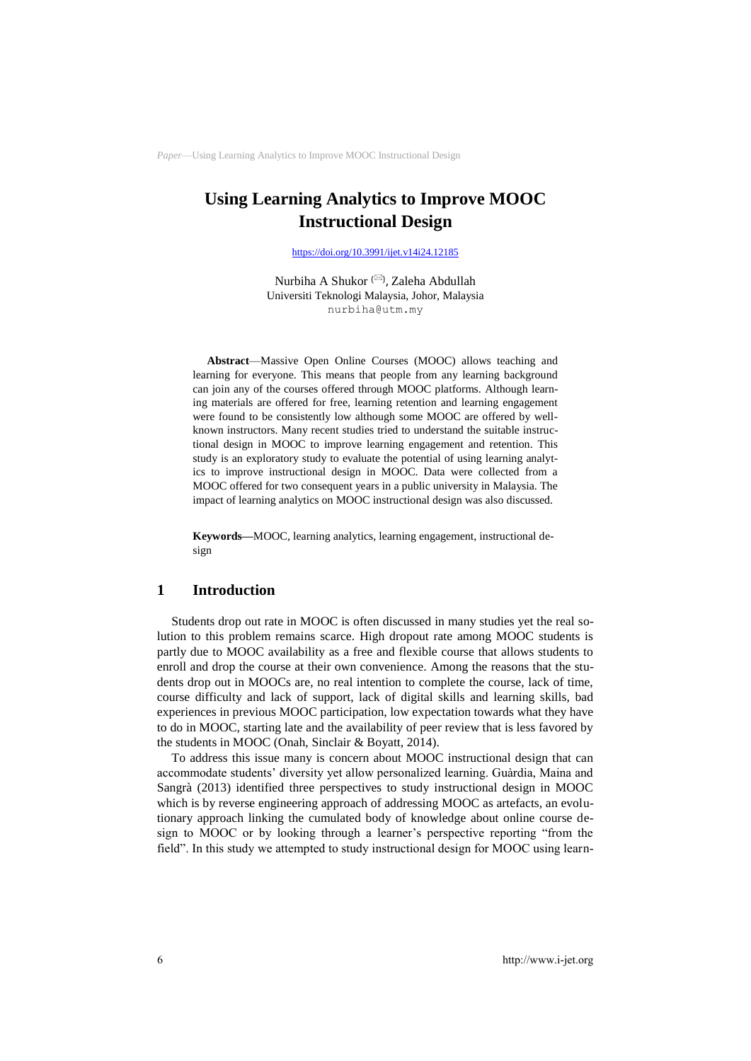# Using Learning Analytics to Improve MOOC Instructional Design

https://doi.org/10.3991/ijet.v14i24.12185

Nurbiha A Shukor (✉), Zaleha Abdullah
Universiti Teknologi Malaysia, Johor, Malaysia
nurbiha@utm.my

**Abstract**—Massive Open Online Courses (MOOC) allows teaching and learning for everyone. This means that people from any learning background can join any of the courses offered through MOOC platforms. Although learning materials are offered for free, learning retention and learning engagement were found to be consistently low although some MOOC are offered by well-known instructors. Many recent studies tried to understand the suitable instructional design in MOOC to improve learning engagement and retention. This study is an exploratory study to evaluate the potential of using learning analytics to improve instructional design in MOOC. Data were collected from a MOOC offered for two consequent years in a public university in Malaysia. The impact of learning analytics on MOOC instructional design was also discussed.

**Keywords—**MOOC, learning analytics, learning engagement, instructional design

## 1 Introduction

Students drop out rate in MOOC is often discussed in many studies yet the real solution to this problem remains scarce. High dropout rate among MOOC students is partly due to MOOC availability as a free and flexible course that allows students to enroll and drop the course at their own convenience. Among the reasons that the students drop out in MOOCs are, no real intention to complete the course, lack of time, course difficulty and lack of support, lack of digital skills and learning skills, bad experiences in previous MOOC participation, low expectation towards what they have to do in MOOC, starting late and the availability of peer review that is less favored by the students in MOOC (Onah, Sinclair & Boyatt, 2014).

To address this issue many is concern about MOOC instructional design that can accommodate students' diversity yet allow personalized learning. Guàrdia, Maina and Sangrà (2013) identified three perspectives to study instructional design in MOOC which is by reverse engineering approach of addressing MOOC as artefacts, an evolutionary approach linking the cumulated body of knowledge about online course design to MOOC or by looking through a learner's perspective reporting "from the field". In this study we attempted to study instructional design for MOOC using learn-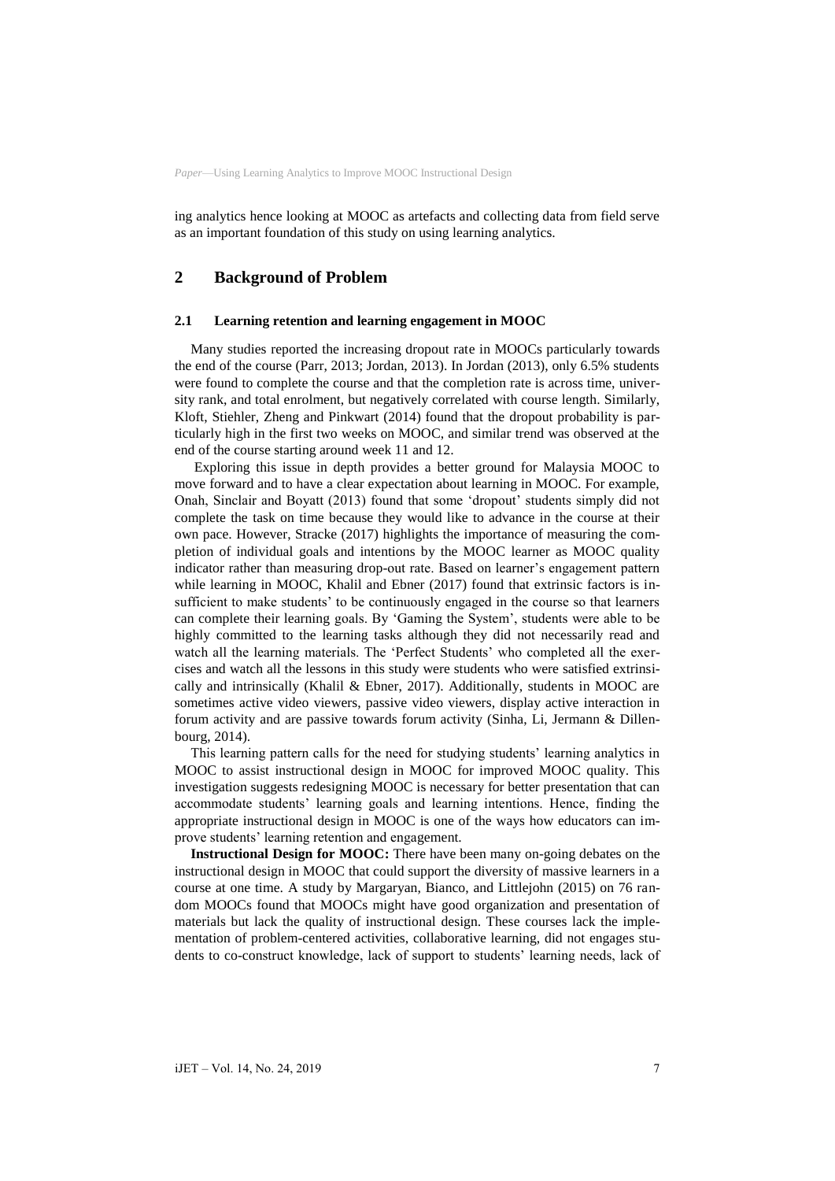ing analytics hence looking at MOOC as artefacts and collecting data from field serve as an important foundation of this study on using learning analytics.

## 2 Background of Problem

### 2.1 Learning retention and learning engagement in MOOC

Many studies reported the increasing dropout rate in MOOCs particularly towards the end of the course (Parr, 2013; Jordan, 2013). In Jordan (2013), only 6.5% students were found to complete the course and that the completion rate is across time, university rank, and total enrolment, but negatively correlated with course length. Similarly, Kloft, Stiehler, Zheng and Pinkwart (2014) found that the dropout probability is particularly high in the first two weeks on MOOC, and similar trend was observed at the end of the course starting around week 11 and 12.

Exploring this issue in depth provides a better ground for Malaysia MOOC to move forward and to have a clear expectation about learning in MOOC. For example, Onah, Sinclair and Boyatt (2013) found that some 'dropout' students simply did not complete the task on time because they would like to advance in the course at their own pace. However, Stracke (2017) highlights the importance of measuring the completion of individual goals and intentions by the MOOC learner as MOOC quality indicator rather than measuring drop-out rate. Based on learner's engagement pattern while learning in MOOC, Khalil and Ebner (2017) found that extrinsic factors is insufficient to make students' to be continuously engaged in the course so that learners can complete their learning goals. By 'Gaming the System', students were able to be highly committed to the learning tasks although they did not necessarily read and watch all the learning materials. The 'Perfect Students' who completed all the exercises and watch all the lessons in this study were students who were satisfied extrinsically and intrinsically (Khalil & Ebner, 2017). Additionally, students in MOOC are sometimes active video viewers, passive video viewers, display active interaction in forum activity and are passive towards forum activity (Sinha, Li, Jermann & Dillenbourg, 2014).

This learning pattern calls for the need for studying students' learning analytics in MOOC to assist instructional design in MOOC for improved MOOC quality. This investigation suggests redesigning MOOC is necessary for better presentation that can accommodate students' learning goals and learning intentions. Hence, finding the appropriate instructional design in MOOC is one of the ways how educators can improve students' learning retention and engagement.

**Instructional Design for MOOC:** There have been many on-going debates on the instructional design in MOOC that could support the diversity of massive learners in a course at one time. A study by Margaryan, Bianco, and Littlejohn (2015) on 76 random MOOCs found that MOOCs might have good organization and presentation of materials but lack the quality of instructional design. These courses lack the implementation of problem-centered activities, collaborative learning, did not engages students to co-construct knowledge, lack of support to students' learning needs, lack of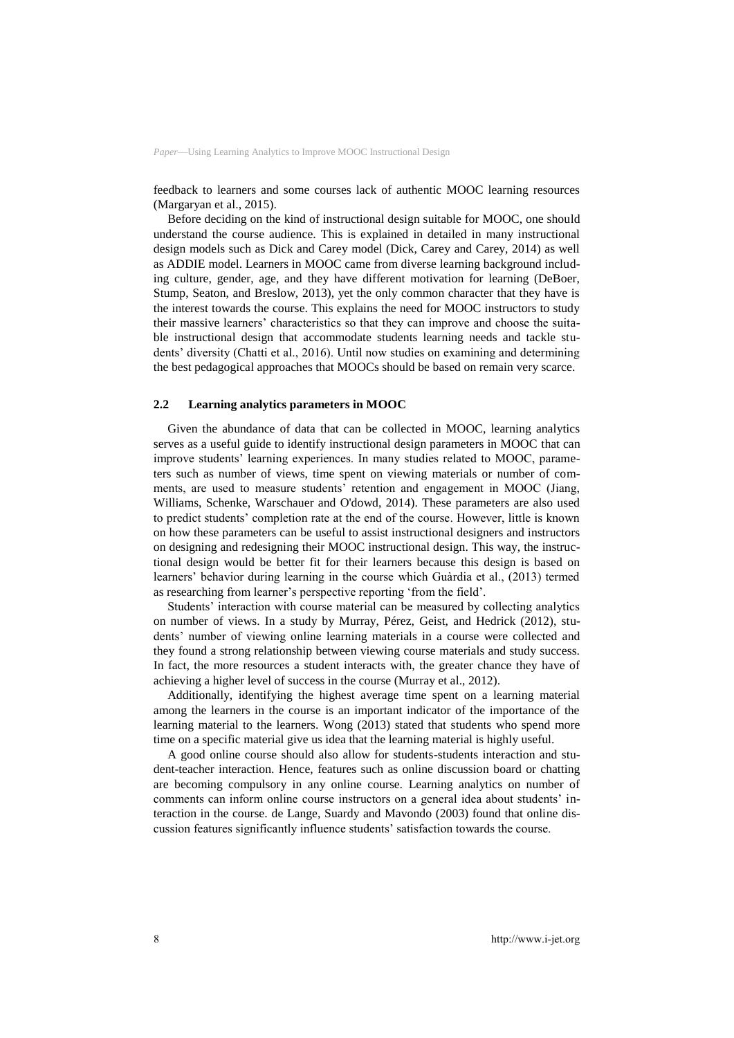feedback to learners and some courses lack of authentic MOOC learning resources (Margaryan et al., 2015).

Before deciding on the kind of instructional design suitable for MOOC, one should understand the course audience. This is explained in detailed in many instructional design models such as Dick and Carey model (Dick, Carey and Carey, 2014) as well as ADDIE model. Learners in MOOC came from diverse learning background including culture, gender, age, and they have different motivation for learning (DeBoer, Stump, Seaton, and Breslow, 2013), yet the only common character that they have is the interest towards the course. This explains the need for MOOC instructors to study their massive learners' characteristics so that they can improve and choose the suitable instructional design that accommodate students learning needs and tackle students' diversity (Chatti et al., 2016). Until now studies on examining and determining the best pedagogical approaches that MOOCs should be based on remain very scarce.

### 2.2 Learning analytics parameters in MOOC

Given the abundance of data that can be collected in MOOC, learning analytics serves as a useful guide to identify instructional design parameters in MOOC that can improve students' learning experiences. In many studies related to MOOC, parameters such as number of views, time spent on viewing materials or number of comments, are used to measure students' retention and engagement in MOOC (Jiang, Williams, Schenke, Warschauer and O'dowd, 2014). These parameters are also used to predict students' completion rate at the end of the course. However, little is known on how these parameters can be useful to assist instructional designers and instructors on designing and redesigning their MOOC instructional design. This way, the instructional design would be better fit for their learners because this design is based on learners' behavior during learning in the course which Guàrdia et al., (2013) termed as researching from learner's perspective reporting 'from the field'.

Students' interaction with course material can be measured by collecting analytics on number of views. In a study by Murray, Pérez, Geist, and Hedrick (2012), students' number of viewing online learning materials in a course were collected and they found a strong relationship between viewing course materials and study success. In fact, the more resources a student interacts with, the greater chance they have of achieving a higher level of success in the course (Murray et al., 2012).

Additionally, identifying the highest average time spent on a learning material among the learners in the course is an important indicator of the importance of the learning material to the learners. Wong (2013) stated that students who spend more time on a specific material give us idea that the learning material is highly useful.

A good online course should also allow for students-students interaction and student-teacher interaction. Hence, features such as online discussion board or chatting are becoming compulsory in any online course. Learning analytics on number of comments can inform online course instructors on a general idea about students' interaction in the course. de Lange, Suardy and Mavondo (2003) found that online discussion features significantly influence students' satisfaction towards the course.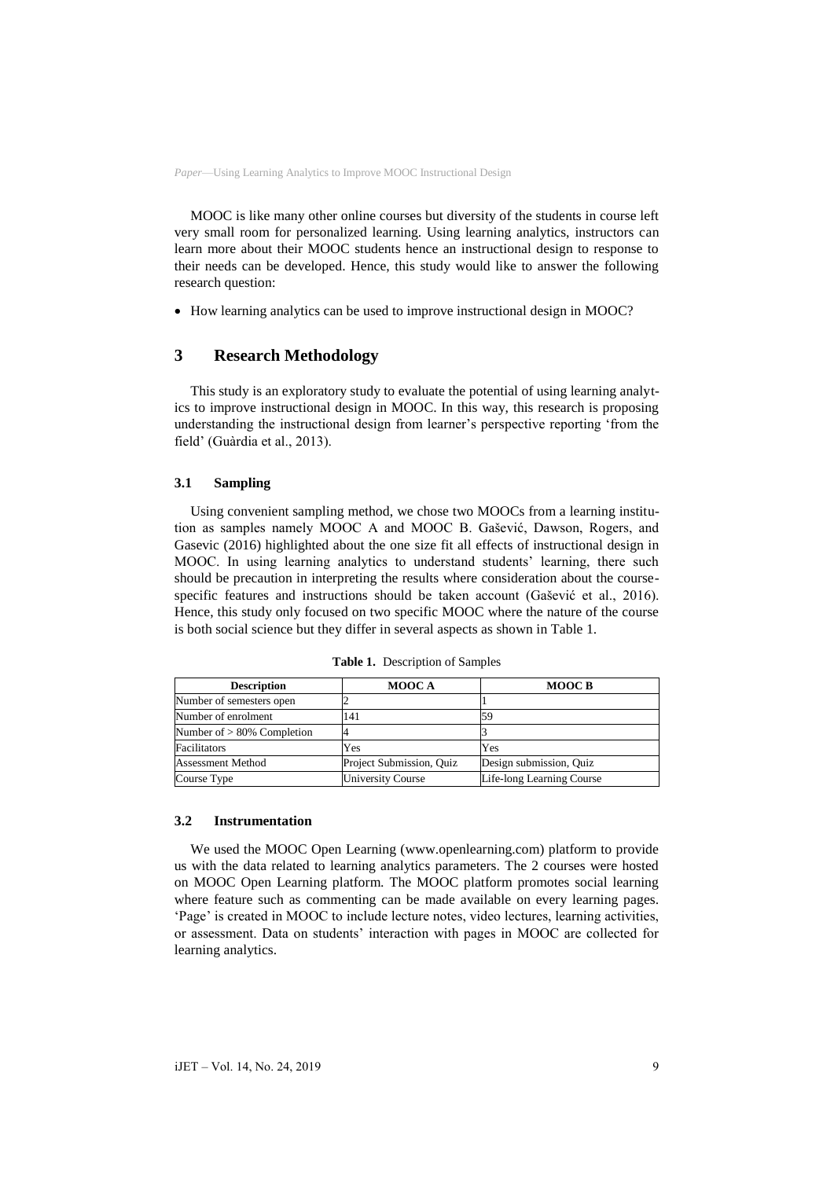MOOC is like many other online courses but diversity of the students in course left very small room for personalized learning. Using learning analytics, instructors can learn more about their MOOC students hence an instructional design to response to their needs can be developed. Hence, this study would like to answer the following research question:

- How learning analytics can be used to improve instructional design in MOOC?

## 3 Research Methodology

This study is an exploratory study to evaluate the potential of using learning analytics to improve instructional design in MOOC. In this way, this research is proposing understanding the instructional design from learner's perspective reporting 'from the field' (Guàrdia et al., 2013).

### 3.1 Sampling

Using convenient sampling method, we chose two MOOCs from a learning institution as samples namely MOOC A and MOOC B. Gašević, Dawson, Rogers, and Gasevic (2016) highlighted about the one size fit all effects of instructional design in MOOC. In using learning analytics to understand students' learning, there such should be precaution in interpreting the results where consideration about the course-specific features and instructions should be taken account (Gašević et al., 2016). Hence, this study only focused on two specific MOOC where the nature of the course is both social science but they differ in several aspects as shown in Table 1.

**Table 1.** Description of Samples

| Description | MOOC A | MOOC B |
|---|---|---|
| Number of semesters open | 2 | 1 |
| Number of enrolment | 141 | 59 |
| Number of > 80% Completion | 4 | 3 |
| Facilitators | Yes | Yes |
| Assessment Method | Project Submission, Quiz | Design submission, Quiz |
| Course Type | University Course | Life-long Learning Course |

### 3.2 Instrumentation

We used the MOOC Open Learning (www.openlearning.com) platform to provide us with the data related to learning analytics parameters. The 2 courses were hosted on MOOC Open Learning platform. The MOOC platform promotes social learning where feature such as commenting can be made available on every learning pages. 'Page' is created in MOOC to include lecture notes, video lectures, learning activities, or assessment. Data on students' interaction with pages in MOOC are collected for learning analytics.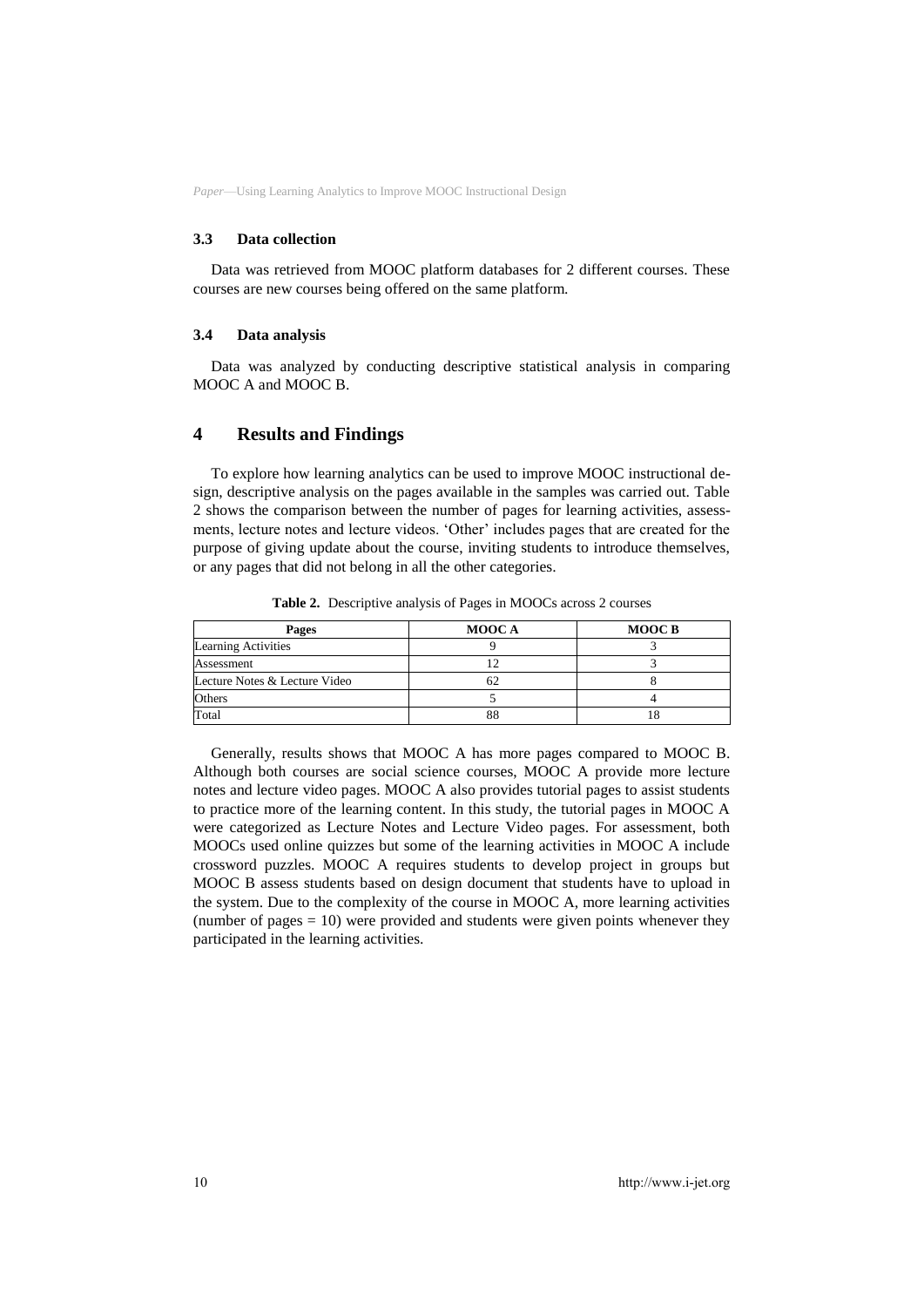### 3.3 Data collection

Data was retrieved from MOOC platform databases for 2 different courses. These courses are new courses being offered on the same platform.

### 3.4 Data analysis

Data was analyzed by conducting descriptive statistical analysis in comparing MOOC A and MOOC B.

## 4 Results and Findings

To explore how learning analytics can be used to improve MOOC instructional design, descriptive analysis on the pages available in the samples was carried out. Table 2 shows the comparison between the number of pages for learning activities, assessments, lecture notes and lecture videos. 'Other' includes pages that are created for the purpose of giving update about the course, inviting students to introduce themselves, or any pages that did not belong in all the other categories.

**Table 2.** Descriptive analysis of Pages in MOOCs across 2 courses

| Pages | MOOC A | MOOC B |
|---|---|---|
| Learning Activities | 9 | 3 |
| Assessment | 12 | 3 |
| Lecture Notes & Lecture Video | 62 | 8 |
| Others | 5 | 4 |
| Total | 88 | 18 |

Generally, results shows that MOOC A has more pages compared to MOOC B. Although both courses are social science courses, MOOC A provide more lecture notes and lecture video pages. MOOC A also provides tutorial pages to assist students to practice more of the learning content. In this study, the tutorial pages in MOOC A were categorized as Lecture Notes and Lecture Video pages. For assessment, both MOOCs used online quizzes but some of the learning activities in MOOC A include crossword puzzles. MOOC A requires students to develop project in groups but MOOC B assess students based on design document that students have to upload in the system. Due to the complexity of the course in MOOC A, more learning activities (number of pages = 10) were provided and students were given points whenever they participated in the learning activities.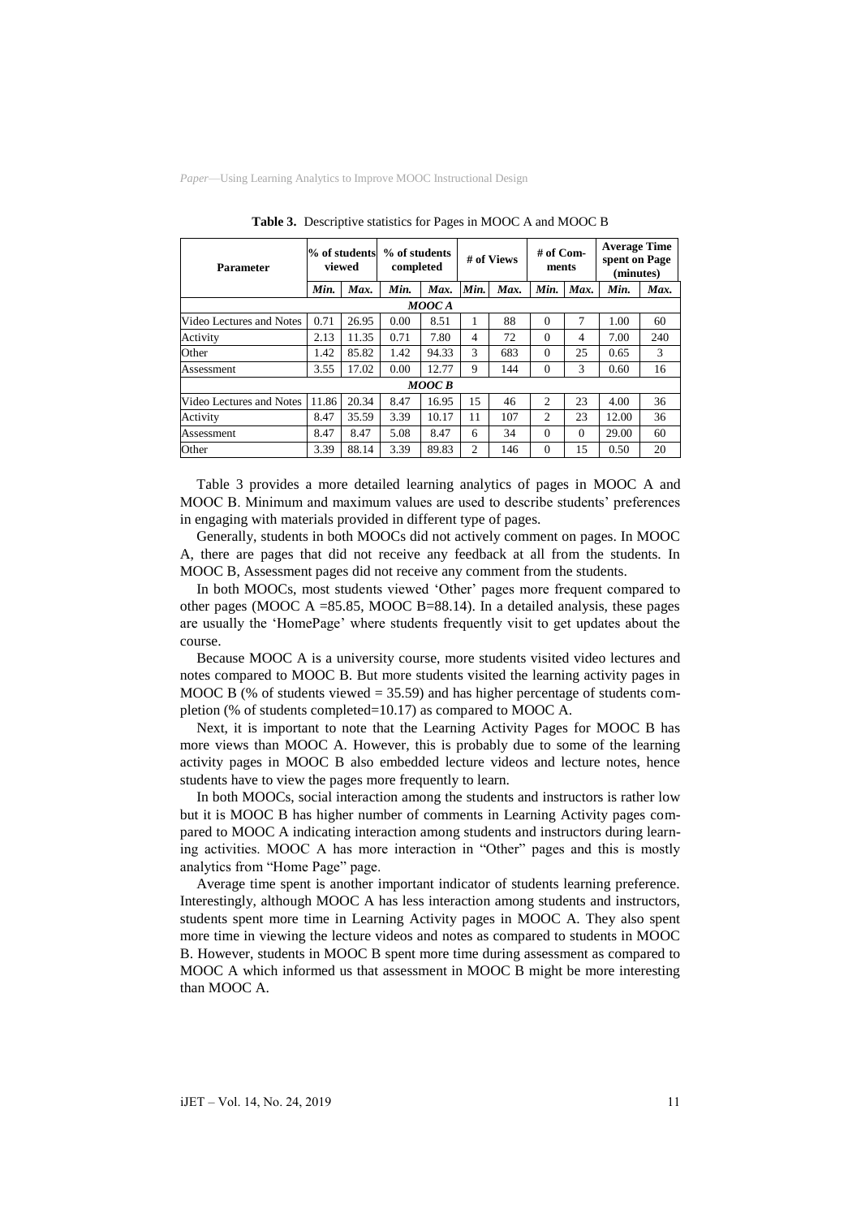**Table 3.** Descriptive statistics for Pages in MOOC A and MOOC B

| Parameter | % of students viewed | | % of students completed | | # of Views | | # of Comments | | Average Time spent on Page (minutes) | |
|---|---|---|---|---|---|---|---|---|---|---|
| | *Min.* | *Max.* | *Min.* | *Max.* | *Min.* | *Max.* | *Min.* | *Max.* | *Min.* | *Max.* |
| ***MOOC A*** | | | | | | | | | | |
| Video Lectures and Notes | 0.71 | 26.95 | 0.00 | 8.51 | 1 | 88 | 0 | 7 | 1.00 | 60 |
| Activity | 2.13 | 11.35 | 0.71 | 7.80 | 4 | 72 | 0 | 4 | 7.00 | 240 |
| Other | 1.42 | 85.82 | 1.42 | 94.33 | 3 | 683 | 0 | 25 | 0.65 | 3 |
| Assessment | 3.55 | 17.02 | 0.00 | 12.77 | 9 | 144 | 0 | 3 | 0.60 | 16 |
| ***MOOC B*** | | | | | | | | | | |
| Video Lectures and Notes | 11.86 | 20.34 | 8.47 | 16.95 | 15 | 46 | 2 | 23 | 4.00 | 36 |
| Activity | 8.47 | 35.59 | 3.39 | 10.17 | 11 | 107 | 2 | 23 | 12.00 | 36 |
| Assessment | 8.47 | 8.47 | 5.08 | 8.47 | 6 | 34 | 0 | 0 | 29.00 | 60 |
| Other | 3.39 | 88.14 | 3.39 | 89.83 | 2 | 146 | 0 | 15 | 0.50 | 20 |

Table 3 provides a more detailed learning analytics of pages in MOOC A and MOOC B. Minimum and maximum values are used to describe students' preferences in engaging with materials provided in different type of pages.

Generally, students in both MOOCs did not actively comment on pages. In MOOC A, there are pages that did not receive any feedback at all from the students. In MOOC B, Assessment pages did not receive any comment from the students.

In both MOOCs, most students viewed 'Other' pages more frequent compared to other pages (MOOC A =85.85, MOOC B=88.14). In a detailed analysis, these pages are usually the 'HomePage' where students frequently visit to get updates about the course.

Because MOOC A is a university course, more students visited video lectures and notes compared to MOOC B. But more students visited the learning activity pages in MOOC B (% of students viewed = 35.59) and has higher percentage of students completion (% of students completed=10.17) as compared to MOOC A.

Next, it is important to note that the Learning Activity Pages for MOOC B has more views than MOOC A. However, this is probably due to some of the learning activity pages in MOOC B also embedded lecture videos and lecture notes, hence students have to view the pages more frequently to learn.

In both MOOCs, social interaction among the students and instructors is rather low but it is MOOC B has higher number of comments in Learning Activity pages compared to MOOC A indicating interaction among students and instructors during learning activities. MOOC A has more interaction in "Other" pages and this is mostly analytics from "Home Page" page.

Average time spent is another important indicator of students learning preference. Interestingly, although MOOC A has less interaction among students and instructors, students spent more time in Learning Activity pages in MOOC A. They also spent more time in viewing the lecture videos and notes as compared to students in MOOC B. However, students in MOOC B spent more time during assessment as compared to MOOC A which informed us that assessment in MOOC B might be more interesting than MOOC A.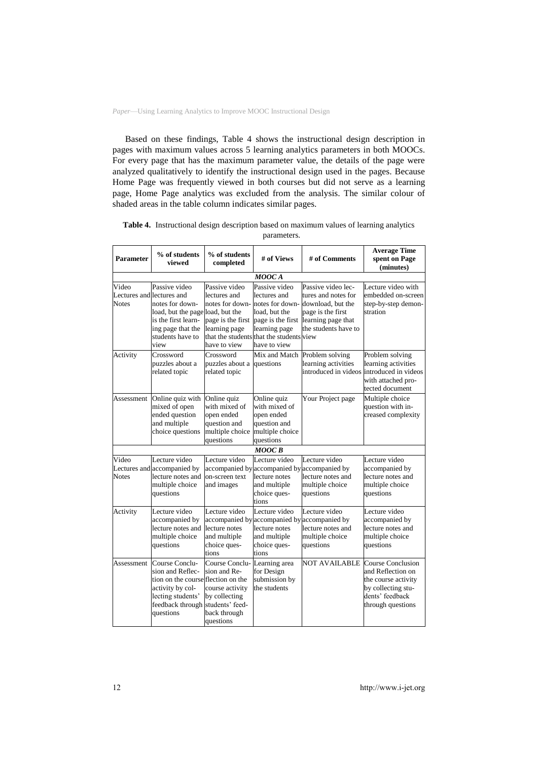Based on these findings, Table 4 shows the instructional design description in pages with maximum values across 5 learning analytics parameters in both MOOCs. For every page that has the maximum parameter value, the details of the page were analyzed qualitatively to identify the instructional design used in the pages. Because Home Page was frequently viewed in both courses but did not serve as a learning page, Home Page analytics was excluded from the analysis. The similar colour of shaded areas in the table column indicates similar pages.

**Table 4.** Instructional design description based on maximum values of learning analytics parameters.

| Parameter | % of students viewed | % of students completed | # of Views | # of Comments | Average Time spent on Page (minutes) |
|---|---|---|---|---|---|
| ***MOOC A*** | | | | | |
| Video Lectures and Notes | Passive video lectures and notes for download, but the page is the first learning page that the students have to view | Passive video lectures and notes for download, but the page is the first learning page that the students have to view | Passive video lectures and notes for download, but the page is the first learning page that the students have to view | Passive video lectures and notes for download, but the page is the first learning page that the students have to view | Lecture video with embedded on-screen step-by-step demonstration |
| Activity | Crossword puzzles about a related topic | Crossword puzzles about a related topic | Mix and Match questions | Problem solving learning activities introduced in videos | Problem solving learning activities introduced in videos with attached protected document |
| Assessment | Online quiz with mixed of open ended question and multiple choice questions | Online quiz with mixed of open ended question and multiple choice questions | Online quiz with mixed of open ended question and multiple choice questions | Your Project page | Multiple choice question with increased complexity |
| ***MOOC B*** | | | | | |
| Video Lectures and Notes | Lecture video accompanied by lecture notes and multiple choice questions | Lecture video accompanied by on-screen text and images | Lecture video accompanied by lecture notes and multiple choice questions | Lecture video accompanied by lecture notes and multiple choice questions | Lecture video accompanied by lecture notes and multiple choice questions |
| Activity | Lecture video accompanied by lecture notes and multiple choice questions | Lecture video accompanied by lecture notes and multiple choice questions | Lecture video accompanied by lecture notes and multiple choice questions | Lecture video accompanied by lecture notes and multiple choice questions | Lecture video accompanied by lecture notes and multiple choice questions |
| Assessment | Course Conclusion and Reflection on the course activity by collecting students' feedback through questions | Course Conclusion and Reflection on the course activity by collecting students' feedback through questions | Learning area for Design submission by the students | NOT AVAILABLE | Course Conclusion and Reflection on the course activity by collecting students' feedback through questions |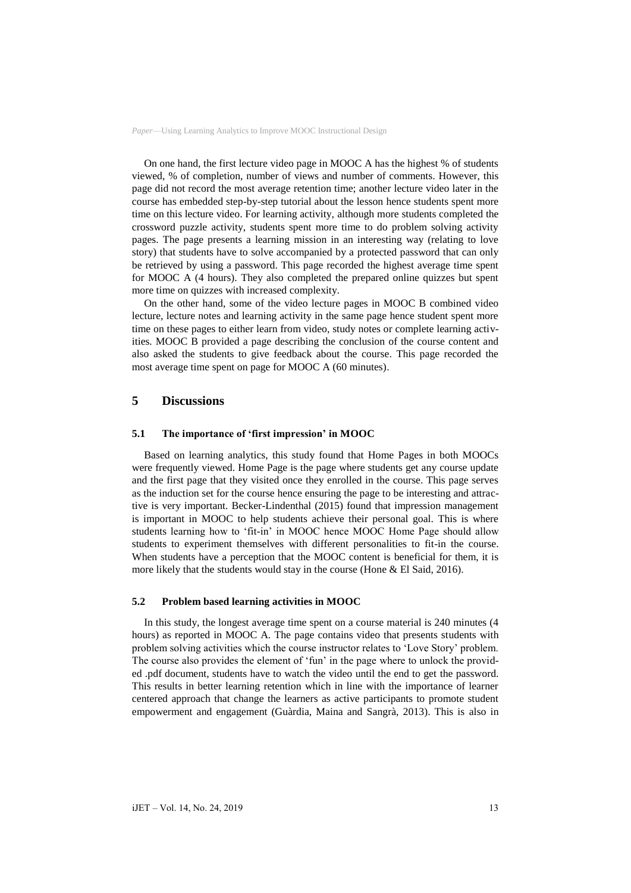On one hand, the first lecture video page in MOOC A has the highest % of students viewed, % of completion, number of views and number of comments. However, this page did not record the most average retention time; another lecture video later in the course has embedded step-by-step tutorial about the lesson hence students spent more time on this lecture video. For learning activity, although more students completed the crossword puzzle activity, students spent more time to do problem solving activity pages. The page presents a learning mission in an interesting way (relating to love story) that students have to solve accompanied by a protected password that can only be retrieved by using a password. This page recorded the highest average time spent for MOOC A (4 hours). They also completed the prepared online quizzes but spent more time on quizzes with increased complexity.

On the other hand, some of the video lecture pages in MOOC B combined video lecture, lecture notes and learning activity in the same page hence student spent more time on these pages to either learn from video, study notes or complete learning activities. MOOC B provided a page describing the conclusion of the course content and also asked the students to give feedback about the course. This page recorded the most average time spent on page for MOOC A (60 minutes).

# 5 Discussions

## 5.1 The importance of 'first impression' in MOOC

Based on learning analytics, this study found that Home Pages in both MOOCs were frequently viewed. Home Page is the page where students get any course update and the first page that they visited once they enrolled in the course. This page serves as the induction set for the course hence ensuring the page to be interesting and attractive is very important. Becker-Lindenthal (2015) found that impression management is important in MOOC to help students achieve their personal goal. This is where students learning how to 'fit-in' in MOOC hence MOOC Home Page should allow students to experiment themselves with different personalities to fit-in the course. When students have a perception that the MOOC content is beneficial for them, it is more likely that the students would stay in the course (Hone & El Said, 2016).

## 5.2 Problem based learning activities in MOOC

In this study, the longest average time spent on a course material is 240 minutes (4 hours) as reported in MOOC A. The page contains video that presents students with problem solving activities which the course instructor relates to 'Love Story' problem. The course also provides the element of 'fun' in the page where to unlock the provided .pdf document, students have to watch the video until the end to get the password. This results in better learning retention which in line with the importance of learner centered approach that change the learners as active participants to promote student empowerment and engagement (Guàrdia, Maina and Sangrà, 2013). This is also in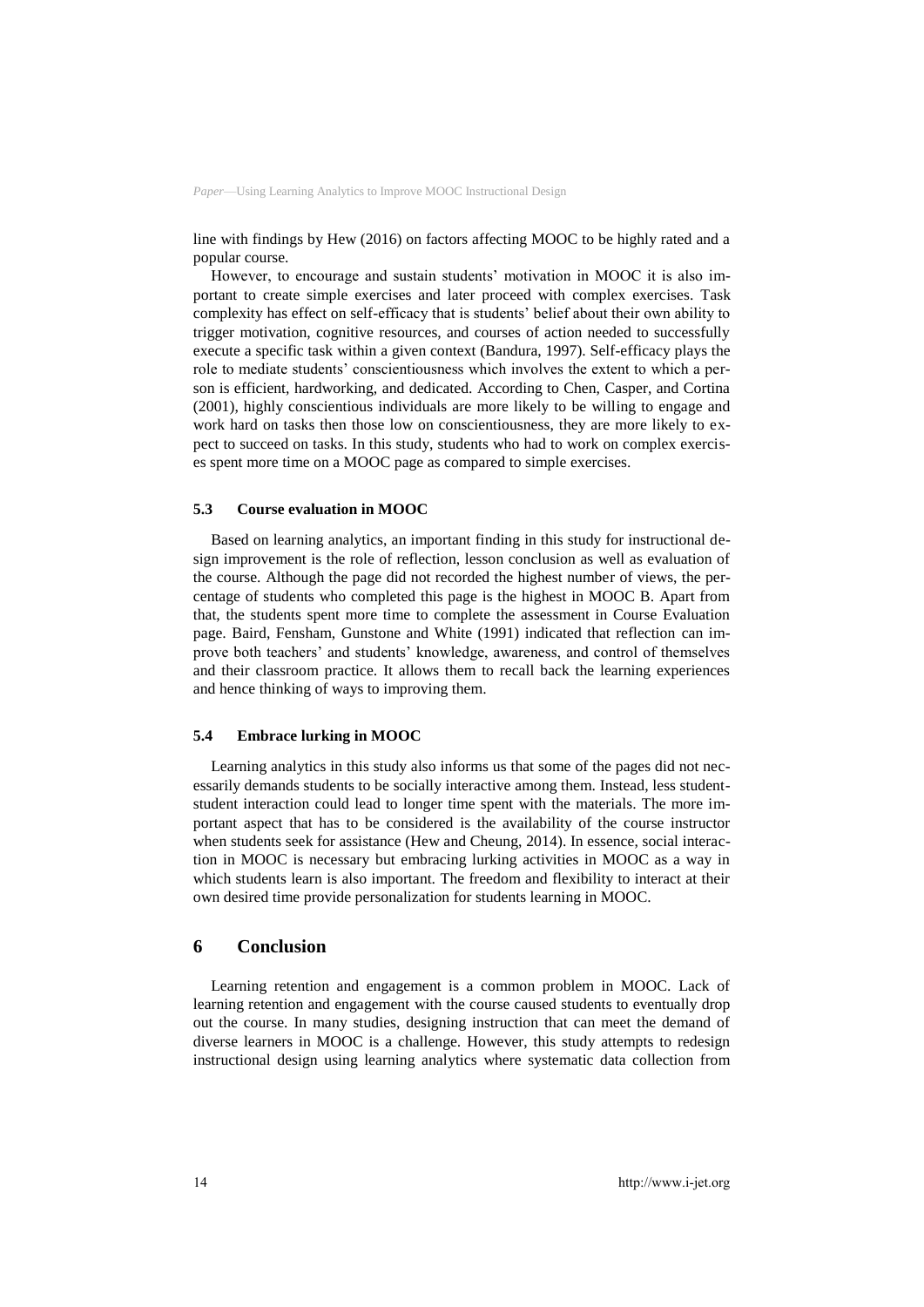line with findings by Hew (2016) on factors affecting MOOC to be highly rated and a popular course.

However, to encourage and sustain students' motivation in MOOC it is also important to create simple exercises and later proceed with complex exercises. Task complexity has effect on self-efficacy that is students' belief about their own ability to trigger motivation, cognitive resources, and courses of action needed to successfully execute a specific task within a given context (Bandura, 1997). Self-efficacy plays the role to mediate students' conscientiousness which involves the extent to which a person is efficient, hardworking, and dedicated. According to Chen, Casper, and Cortina (2001), highly conscientious individuals are more likely to be willing to engage and work hard on tasks then those low on conscientiousness, they are more likely to expect to succeed on tasks. In this study, students who had to work on complex exercises spent more time on a MOOC page as compared to simple exercises.

### 5.3 Course evaluation in MOOC

Based on learning analytics, an important finding in this study for instructional design improvement is the role of reflection, lesson conclusion as well as evaluation of the course. Although the page did not recorded the highest number of views, the percentage of students who completed this page is the highest in MOOC B. Apart from that, the students spent more time to complete the assessment in Course Evaluation page. Baird, Fensham, Gunstone and White (1991) indicated that reflection can improve both teachers' and students' knowledge, awareness, and control of themselves and their classroom practice. It allows them to recall back the learning experiences and hence thinking of ways to improving them.

### 5.4 Embrace lurking in MOOC

Learning analytics in this study also informs us that some of the pages did not necessarily demands students to be socially interactive among them. Instead, less student-student interaction could lead to longer time spent with the materials. The more important aspect that has to be considered is the availability of the course instructor when students seek for assistance (Hew and Cheung, 2014). In essence, social interaction in MOOC is necessary but embracing lurking activities in MOOC as a way in which students learn is also important. The freedom and flexibility to interact at their own desired time provide personalization for students learning in MOOC.

## 6 Conclusion

Learning retention and engagement is a common problem in MOOC. Lack of learning retention and engagement with the course caused students to eventually drop out the course. In many studies, designing instruction that can meet the demand of diverse learners in MOOC is a challenge. However, this study attempts to redesign instructional design using learning analytics where systematic data collection from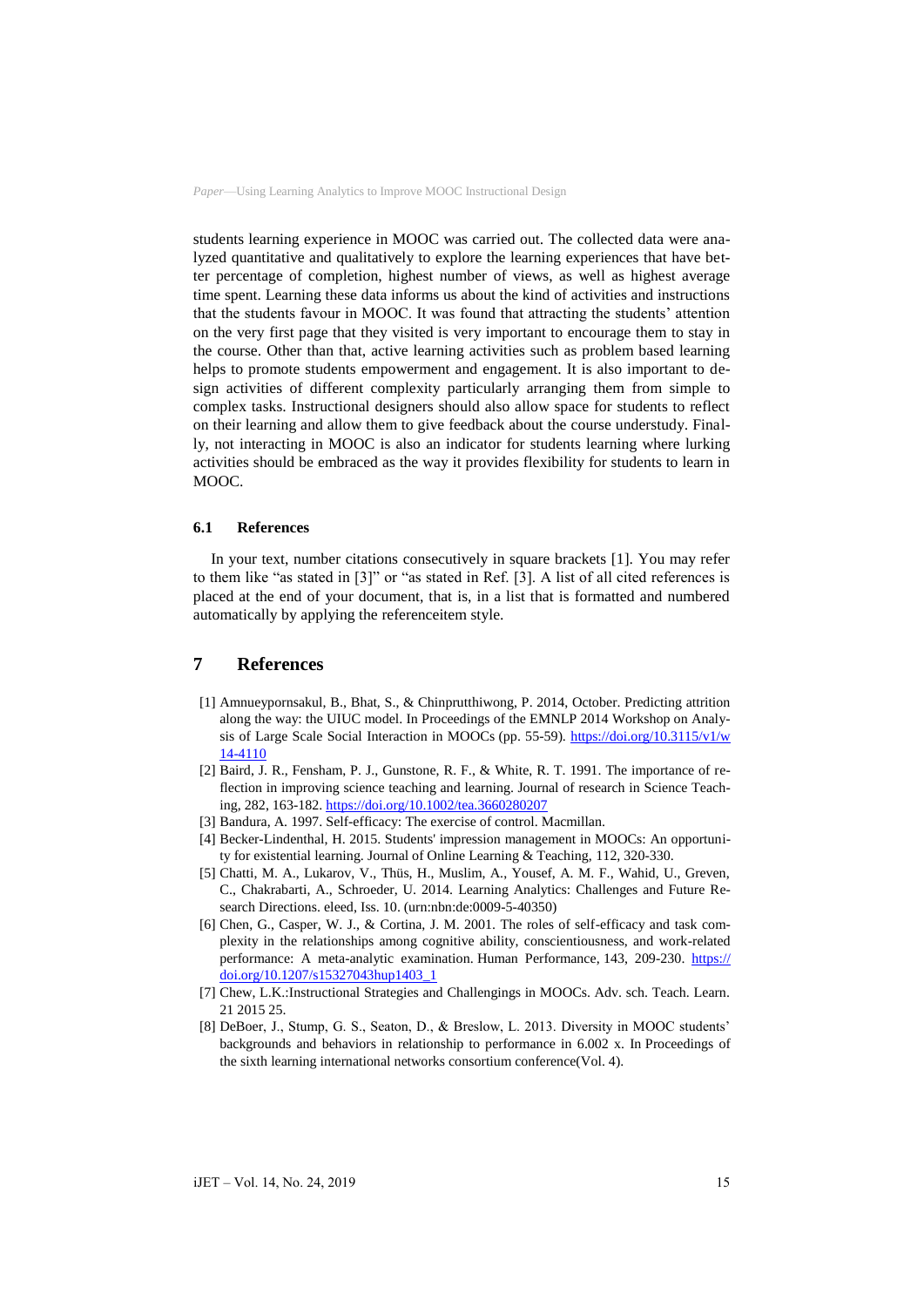students learning experience in MOOC was carried out. The collected data were analyzed quantitative and qualitatively to explore the learning experiences that have better percentage of completion, highest number of views, as well as highest average time spent. Learning these data informs us about the kind of activities and instructions that the students favour in MOOC. It was found that attracting the students' attention on the very first page that they visited is very important to encourage them to stay in the course. Other than that, active learning activities such as problem based learning helps to promote students empowerment and engagement. It is also important to design activities of different complexity particularly arranging them from simple to complex tasks. Instructional designers should also allow space for students to reflect on their learning and allow them to give feedback about the course understudy. Finally, not interacting in MOOC is also an indicator for students learning where lurking activities should be embraced as the way it provides flexibility for students to learn in MOOC.

### 6.1 References

In your text, number citations consecutively in square brackets [1]. You may refer to them like "as stated in [3]" or "as stated in Ref. [3]. A list of all cited references is placed at the end of your document, that is, in a list that is formatted and numbered automatically by applying the referenceitem style.

## 7 References

[1] Amnueypornsakul, B., Bhat, S., & Chinprutthiwong, P. 2014, October. Predicting attrition along the way: the UIUC model. In Proceedings of the EMNLP 2014 Workshop on Analysis of Large Scale Social Interaction in MOOCs (pp. 55-59). https://doi.org/10.3115/v1/w14-4110

[2] Baird, J. R., Fensham, P. J., Gunstone, R. F., & White, R. T. 1991. The importance of reflection in improving science teaching and learning. Journal of research in Science Teaching, 282, 163-182. https://doi.org/10.1002/tea.3660280207

[3] Bandura, A. 1997. Self-efficacy: The exercise of control. Macmillan.

[4] Becker-Lindenthal, H. 2015. Students' impression management in MOOCs: An opportunity for existential learning. Journal of Online Learning & Teaching, 112, 320-330.

[5] Chatti, M. A., Lukarov, V., Thüs, H., Muslim, A., Yousef, A. M. F., Wahid, U., Greven, C., Chakrabarti, A., Schroeder, U. 2014. Learning Analytics: Challenges and Future Research Directions. eleed, Iss. 10. (urn:nbn:de:0009-5-40350)

[6] Chen, G., Casper, W. J., & Cortina, J. M. 2001. The roles of self-efficacy and task complexity in the relationships among cognitive ability, conscientiousness, and work-related performance: A meta-analytic examination. Human Performance, 143, 209-230. https://doi.org/10.1207/s15327043hup1403_1

[7] Chew, L.K.:Instructional Strategies and Challengings in MOOCs. Adv. sch. Teach. Learn. 21 2015 25.

[8] DeBoer, J., Stump, G. S., Seaton, D., & Breslow, L. 2013. Diversity in MOOC students' backgrounds and behaviors in relationship to performance in 6.002 x. In Proceedings of the sixth learning international networks consortium conference(Vol. 4).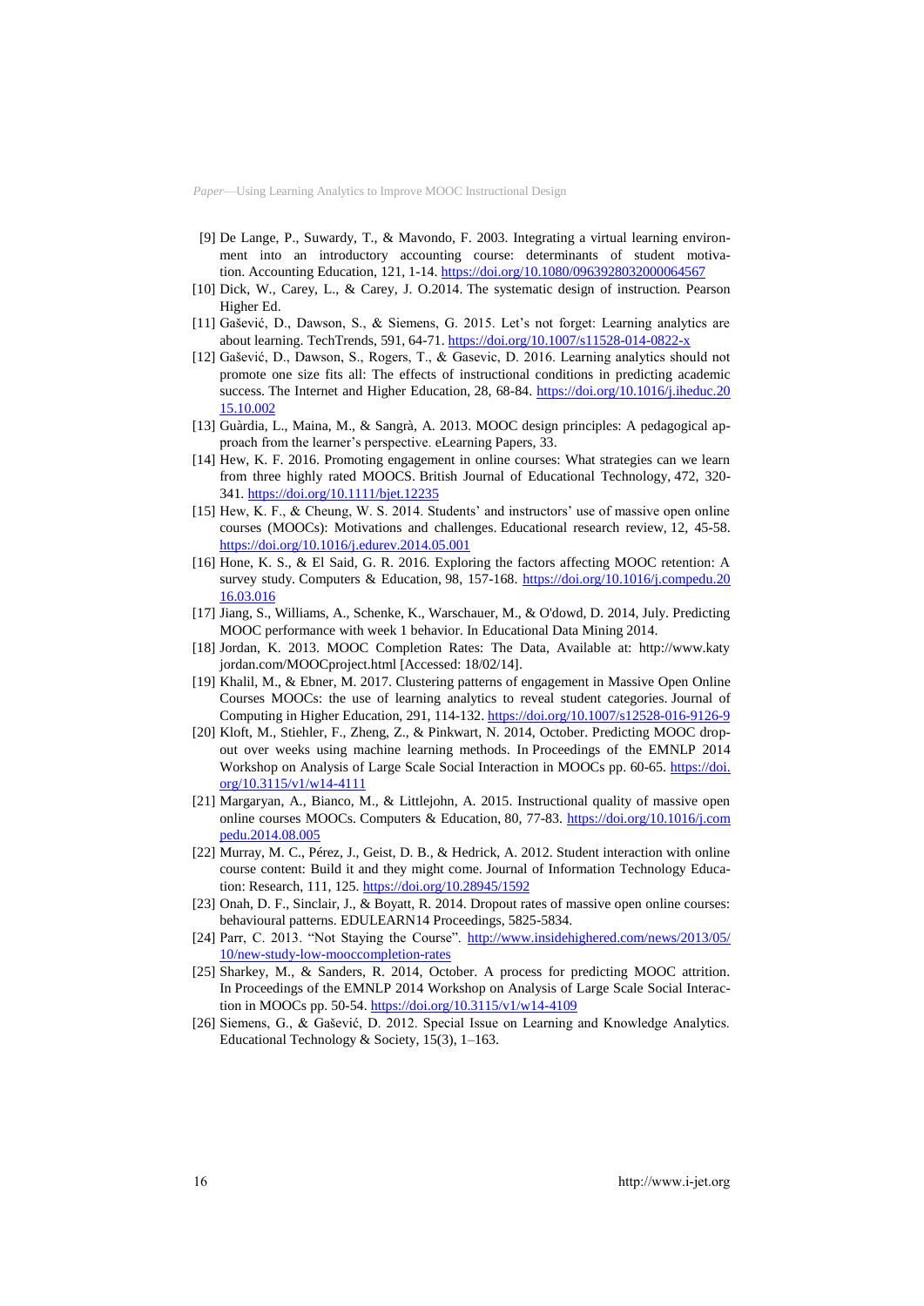- [9] De Lange, P., Suwardy, T., & Mavondo, F. 2003. Integrating a virtual learning environment into an introductory accounting course: determinants of student motivation. Accounting Education, 121, 1-14. https://doi.org/10.1080/0963928032000064567
- [10] Dick, W., Carey, L., & Carey, J. O.2014. The systematic design of instruction. Pearson Higher Ed.
- [11] Gašević, D., Dawson, S., & Siemens, G. 2015. Let's not forget: Learning analytics are about learning. TechTrends, 591, 64-71. https://doi.org/10.1007/s11528-014-0822-x
- [12] Gašević, D., Dawson, S., Rogers, T., & Gasevic, D. 2016. Learning analytics should not promote one size fits all: The effects of instructional conditions in predicting academic success. The Internet and Higher Education, 28, 68-84. https://doi.org/10.1016/j.iheduc.2015.10.002
- [13] Guàrdia, L., Maina, M., & Sangrà, A. 2013. MOOC design principles: A pedagogical approach from the learner's perspective. eLearning Papers, 33.
- [14] Hew, K. F. 2016. Promoting engagement in online courses: What strategies can we learn from three highly rated MOOCS. British Journal of Educational Technology, 472, 320-341. https://doi.org/10.1111/bjet.12235
- [15] Hew, K. F., & Cheung, W. S. 2014. Students' and instructors' use of massive open online courses (MOOCs): Motivations and challenges. Educational research review, 12, 45-58. https://doi.org/10.1016/j.edurev.2014.05.001
- [16] Hone, K. S., & El Said, G. R. 2016. Exploring the factors affecting MOOC retention: A survey study. Computers & Education, 98, 157-168. https://doi.org/10.1016/j.compedu.2016.03.016
- [17] Jiang, S., Williams, A., Schenke, K., Warschauer, M., & O'dowd, D. 2014, July. Predicting MOOC performance with week 1 behavior. In Educational Data Mining 2014.
- [18] Jordan, K. 2013. MOOC Completion Rates: The Data, Available at: http://www.katyjordan.com/MOOCproject.html [Accessed: 18/02/14].
- [19] Khalil, M., & Ebner, M. 2017. Clustering patterns of engagement in Massive Open Online Courses MOOCs: the use of learning analytics to reveal student categories. Journal of Computing in Higher Education, 291, 114-132. https://doi.org/10.1007/s12528-016-9126-9
- [20] Kloft, M., Stiehler, F., Zheng, Z., & Pinkwart, N. 2014, October. Predicting MOOC dropout over weeks using machine learning methods. In Proceedings of the EMNLP 2014 Workshop on Analysis of Large Scale Social Interaction in MOOCs pp. 60-65. https://doi.org/10.3115/v1/w14-4111
- [21] Margaryan, A., Bianco, M., & Littlejohn, A. 2015. Instructional quality of massive open online courses MOOCs. Computers & Education, 80, 77-83. https://doi.org/10.1016/j.compedu.2014.08.005
- [22] Murray, M. C., Pérez, J., Geist, D. B., & Hedrick, A. 2012. Student interaction with online course content: Build it and they might come. Journal of Information Technology Education: Research, 111, 125. https://doi.org/10.28945/1592
- [23] Onah, D. F., Sinclair, J., & Boyatt, R. 2014. Dropout rates of massive open online courses: behavioural patterns. EDULEARN14 Proceedings, 5825-5834.
- [24] Parr, C. 2013. "Not Staying the Course". http://www.insidehighered.com/news/2013/05/10/new-study-low-mooccompletion-rates
- [25] Sharkey, M., & Sanders, R. 2014, October. A process for predicting MOOC attrition. In Proceedings of the EMNLP 2014 Workshop on Analysis of Large Scale Social Interaction in MOOCs pp. 50-54. https://doi.org/10.3115/v1/w14-4109
- [26] Siemens, G., & Gašević, D. 2012. Special Issue on Learning and Knowledge Analytics. Educational Technology & Society, 15(3), 1–163.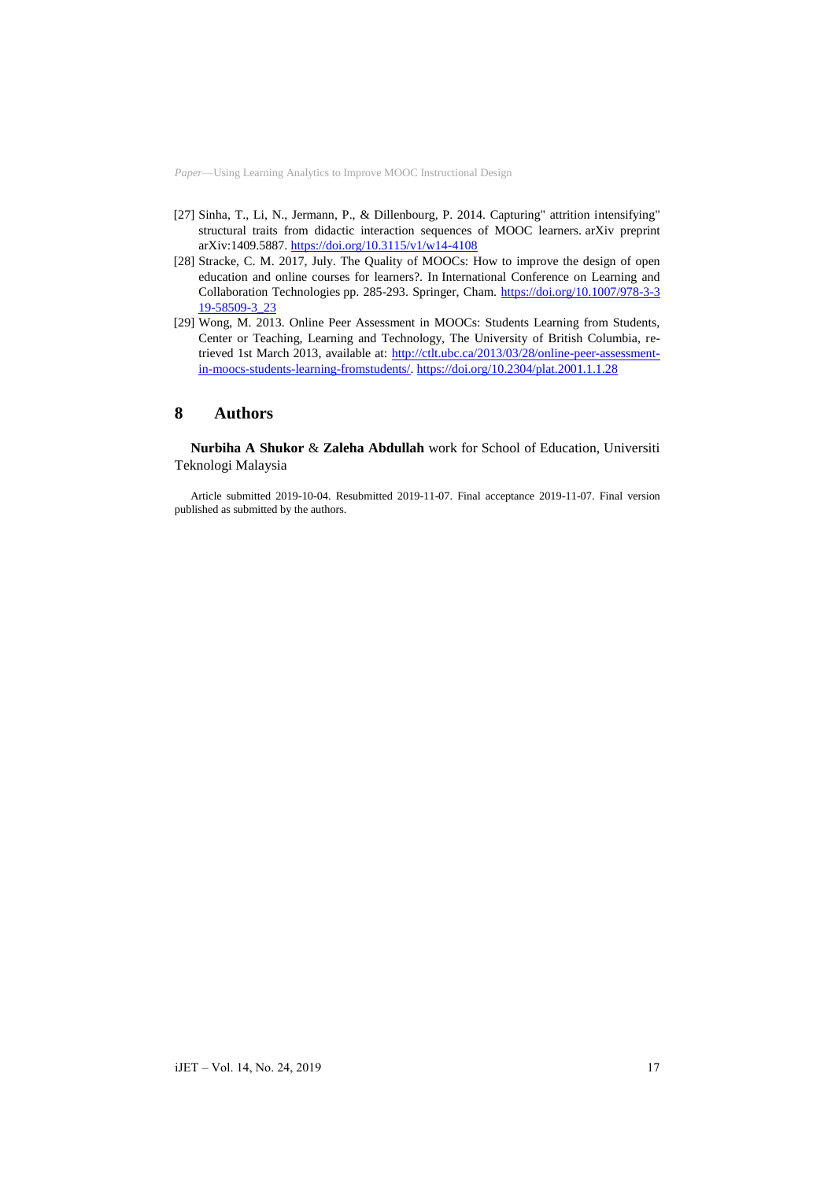[27] Sinha, T., Li, N., Jermann, P., & Dillenbourg, P. 2014. Capturing" attrition intensifying" structural traits from didactic interaction sequences of MOOC learners. arXiv preprint arXiv:1409.5887. https://doi.org/10.3115/v1/w14-4108

[28] Stracke, C. M. 2017, July. The Quality of MOOCs: How to improve the design of open education and online courses for learners?. In International Conference on Learning and Collaboration Technologies pp. 285-293. Springer, Cham. https://doi.org/10.1007/978-3-319-58509-3_23

[29] Wong, M. 2013. Online Peer Assessment in MOOCs: Students Learning from Students, Center or Teaching, Learning and Technology, The University of British Columbia, retrieved 1st March 2013, available at: http://ctlt.ubc.ca/2013/03/28/online-peer-assessment-in-moocs-students-learning-fromstudents/. https://doi.org/10.2304/plat.2001.1.1.28

## 8 Authors

**Nurbiha A Shukor** & **Zaleha Abdullah** work for School of Education, Universiti Teknologi Malaysia

Article submitted 2019-10-04. Resubmitted 2019-11-07. Final acceptance 2019-11-07. Final version published as submitted by the authors.